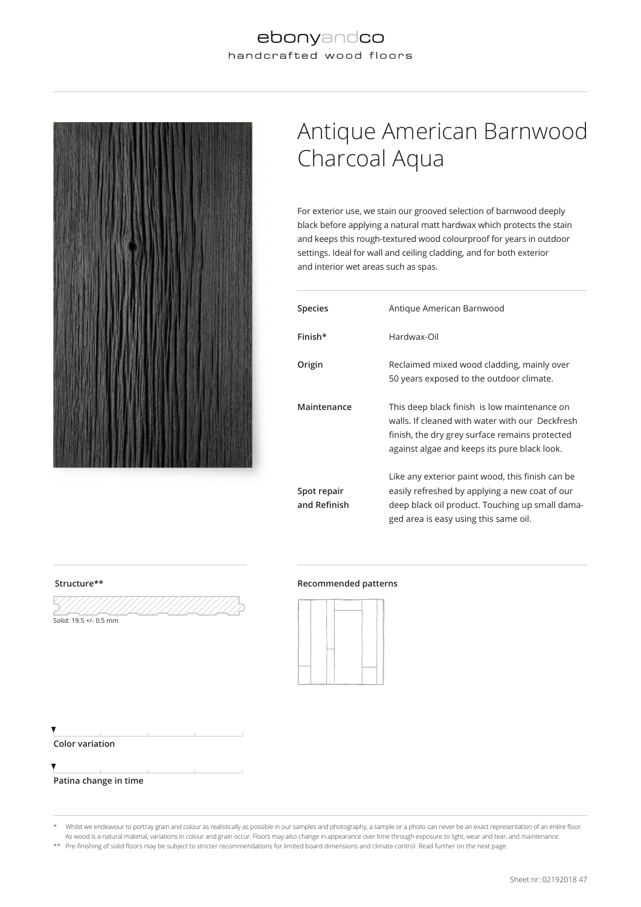ebonyandco
handcrafted wood floors

# Antique American Barnwood Charcoal Aqua

For exterior use, we stain our grooved selection of barnwood deeply black before applying a natural matt hardwax which protects the stain and keeps this rough-textured wood colourproof for years in outdoor settings. Ideal for wall and ceiling cladding, and for both exterior and interior wet areas such as spas.

| | |
|---|---|
| **Species** | Antique American Barnwood |
| **Finish*** | Hardwax-Oil |
| **Origin** | Reclaimed mixed wood cladding, mainly over 50 years exposed to the outdoor climate. |
| **Maintenance** | This deep black finish is low maintenance on walls. If cleaned with water with our Deckfresh finish, the dry grey surface remains protected against algae and keeps its pure black look. |
| **Spot repair and Refinish** | Like any exterior paint wood, this finish can be easily refreshed by applying a new coat of our deep black oil product. Touching up small damaged area is easy using this same oil. |

**Structure****

Solid: 19.5 +/- 0.5 mm

**Recommended patterns**

**Color variation**

**Patina change in time**

\* Whilst we endeavour to portray grain and colour as realistically as possible in our samples and photography, a sample or a photo can never be an exact representation of an entire floor. As wood is a natural material, variations in colour and grain occur. Floors may also change in appearance over time through exposure to light, wear and tear, and maintenance.

** Pre-finishing of solid floors may be subject to stricter recommendations for limited board dimensions and climate control. Read further on the next page.

Sheet nr: 02192018 47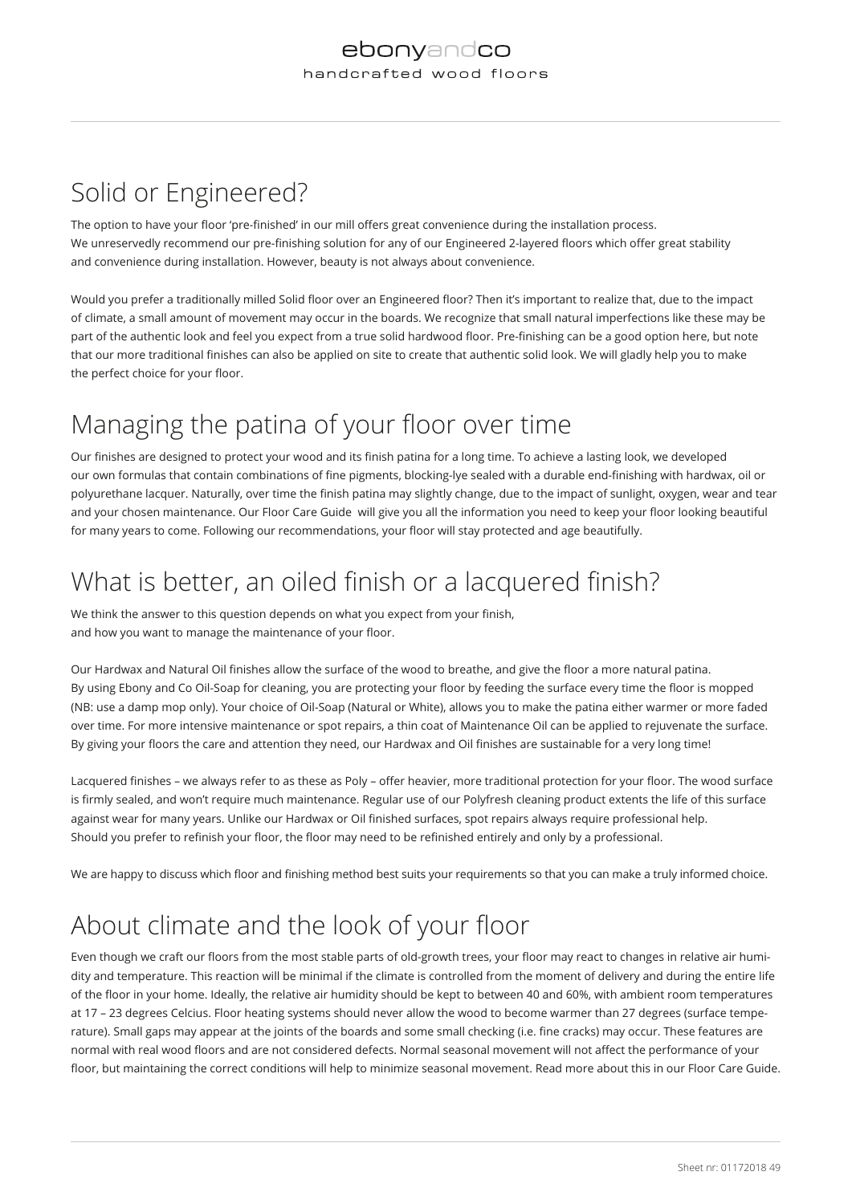## Solid or Engineered?

The option to have your floor 'pre-finished' in our mill offers great convenience during the installation process.
We unreservedly recommend our pre-finishing solution for any of our Engineered 2-layered floors which offer great stability and convenience during installation. However, beauty is not always about convenience.

Would you prefer a traditionally milled Solid floor over an Engineered floor? Then it's important to realize that, due to the impact of climate, a small amount of movement may occur in the boards. We recognize that small natural imperfections like these may be part of the authentic look and feel you expect from a true solid hardwood floor. Pre-finishing can be a good option here, but note that our more traditional finishes can also be applied on site to create that authentic solid look. We will gladly help you to make the perfect choice for your floor.

## Managing the patina of your floor over time

Our finishes are designed to protect your wood and its finish patina for a long time. To achieve a lasting look, we developed our own formulas that contain combinations of fine pigments, blocking-lye sealed with a durable end-finishing with hardwax, oil or polyurethane lacquer. Naturally, over time the finish patina may slightly change, due to the impact of sunlight, oxygen, wear and tear and your chosen maintenance. Our Floor Care Guide will give you all the information you need to keep your floor looking beautiful for many years to come. Following our recommendations, your floor will stay protected and age beautifully.

## What is better, an oiled finish or a lacquered finish?

We think the answer to this question depends on what you expect from your finish, and how you want to manage the maintenance of your floor.

Our Hardwax and Natural Oil finishes allow the surface of the wood to breathe, and give the floor a more natural patina. By using Ebony and Co Oil-Soap for cleaning, you are protecting your floor by feeding the surface every time the floor is mopped (NB: use a damp mop only). Your choice of Oil-Soap (Natural or White), allows you to make the patina either warmer or more faded over time. For more intensive maintenance or spot repairs, a thin coat of Maintenance Oil can be applied to rejuvenate the surface. By giving your floors the care and attention they need, our Hardwax and Oil finishes are sustainable for a very long time!

Lacquered finishes – we always refer to as these as Poly – offer heavier, more traditional protection for your floor. The wood surface is firmly sealed, and won't require much maintenance. Regular use of our Polyfresh cleaning product extents the life of this surface against wear for many years. Unlike our Hardwax or Oil finished surfaces, spot repairs always require professional help. Should you prefer to refinish your floor, the floor may need to be refinished entirely and only by a professional.

We are happy to discuss which floor and finishing method best suits your requirements so that you can make a truly informed choice.

## About climate and the look of your floor

Even though we craft our floors from the most stable parts of old-growth trees, your floor may react to changes in relative air humidity and temperature. This reaction will be minimal if the climate is controlled from the moment of delivery and during the entire life of the floor in your home. Ideally, the relative air humidity should be kept to between 40 and 60%, with ambient room temperatures at 17 – 23 degrees Celcius. Floor heating systems should never allow the wood to become warmer than 27 degrees (surface temperature). Small gaps may appear at the joints of the boards and some small checking (i.e. fine cracks) may occur. These features are normal with real wood floors and are not considered defects. Normal seasonal movement will not affect the performance of your floor, but maintaining the correct conditions will help to minimize seasonal movement. Read more about this in our Floor Care Guide.

Sheet nr: 01172018 49